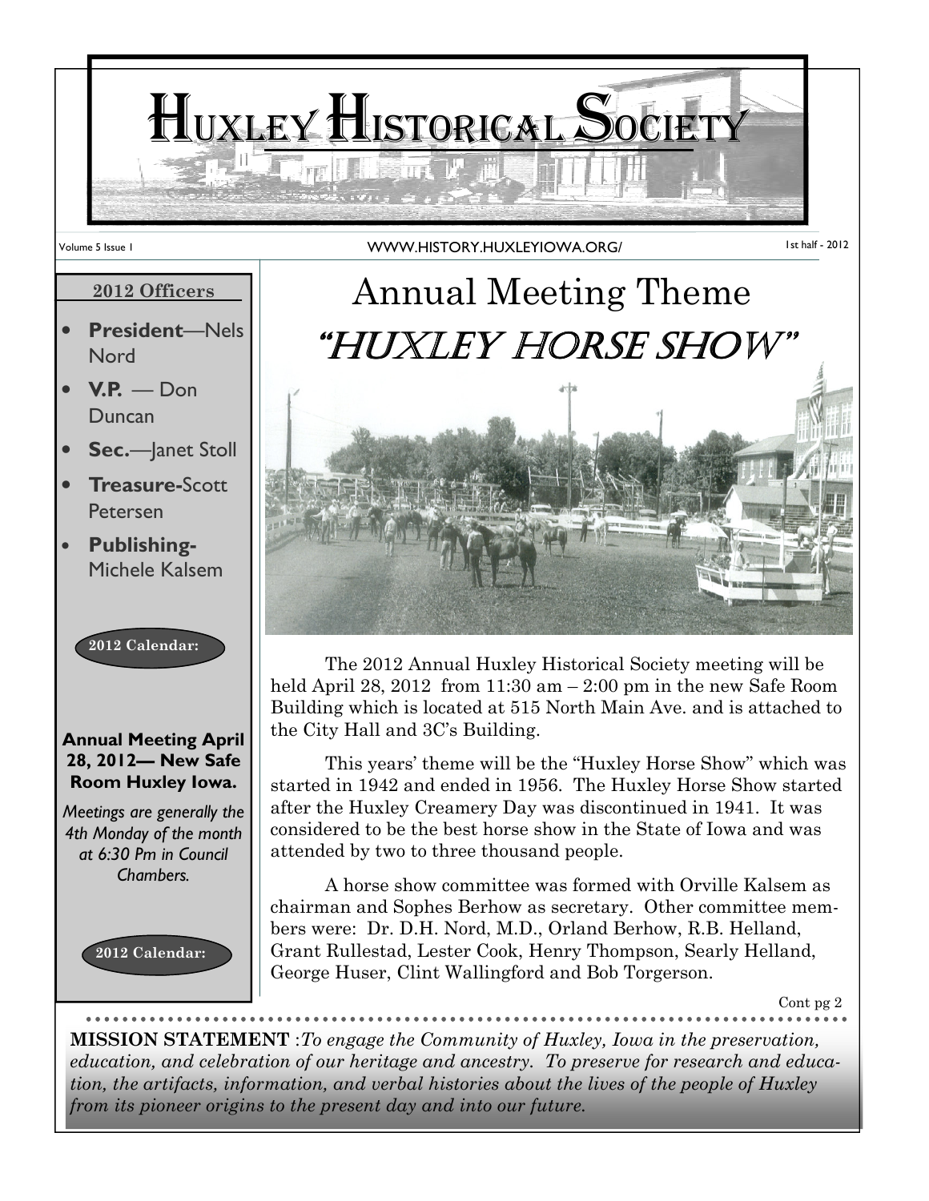# Huxley Historical Society

Volume 5 Issue 1 — WWW.HISTORY.HUXLEYIOWA.ORG/ — 1st half - 2012

**2012 Officers**

- **President**—Nels Nord
- **V.P.** — Don Duncan
- **Sec.**—Janet Stoll
- **Treasure-**Scott Petersen
- **Publishing-** Michele Kalsem

**2012 Calendar:**

**Annual Meeting April 28, 2012— New Safe Room Huxley Iowa.**

*Meetings are generally the 4th Monday of the month at 6:30 Pm in Council Chambers.*

**2012 Calendar:**

# Annual Meeting Theme

## "Huxley Horse Show"

The 2012 Annual Huxley Historical Society meeting will be held April 28, 2012 from 11:30 am – 2:00 pm in the new Safe Room Building which is located at 515 North Main Ave. and is attached to the City Hall and 3C's Building.

This years' theme will be the "Huxley Horse Show" which was started in 1942 and ended in 1956. The Huxley Horse Show started after the Huxley Creamery Day was discontinued in 1941. It was considered to be the best horse show in the State of Iowa and was attended by two to three thousand people.

A horse show committee was formed with Orville Kalsem as chairman and Sophes Berhow as secretary. Other committee members were: Dr. D.H. Nord, M.D., Orland Berhow, R.B. Helland, Grant Rullestad, Lester Cook, Henry Thompson, Searly Helland, George Huser, Clint Wallingford and Bob Torgerson.

Cont pg 2

**MISSION STATEMENT** :*To engage the Community of Huxley, Iowa in the preservation, education, and celebration of our heritage and ancestry. To preserve for research and education, the artifacts, information, and verbal histories about the lives of the people of Huxley from its pioneer origins to the present day and into our future.*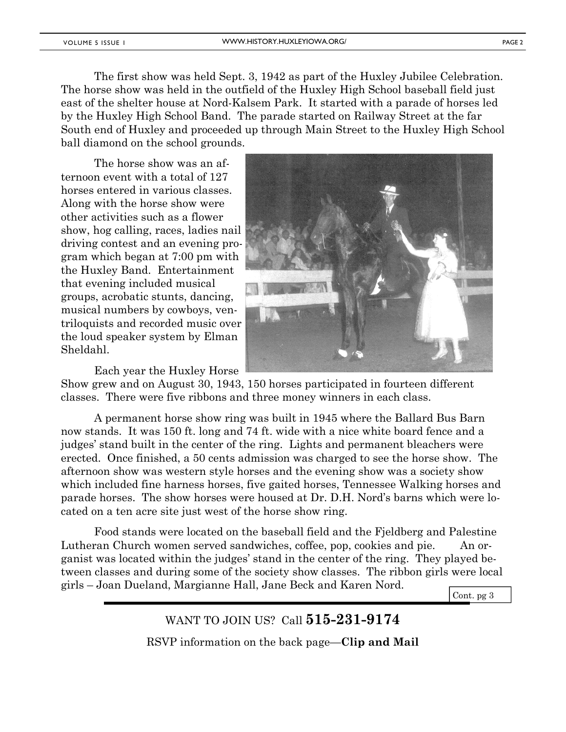The first show was held Sept. 3, 1942 as part of the Huxley Jubilee Celebration. The horse show was held in the outfield of the Huxley High School baseball field just east of the shelter house at Nord-Kalsem Park. It started with a parade of horses led by the Huxley High School Band. The parade started on Railway Street at the far South end of Huxley and proceeded up through Main Street to the Huxley High School ball diamond on the school grounds.

The horse show was an afternoon event with a total of 127 horses entered in various classes. Along with the horse show were other activities such as a flower show, hog calling, races, ladies nail driving contest and an evening program which began at 7:00 pm with the Huxley Band. Entertainment that evening included musical groups, acrobatic stunts, dancing, musical numbers by cowboys, ventriloquists and recorded music over the loud speaker system by Elman Sheldahl.

Each year the Huxley Horse Show grew and on August 30, 1943, 150 horses participated in fourteen different classes. There were five ribbons and three money winners in each class.

A permanent horse show ring was built in 1945 where the Ballard Bus Barn now stands. It was 150 ft. long and 74 ft. wide with a nice white board fence and a judges' stand built in the center of the ring. Lights and permanent bleachers were erected. Once finished, a 50 cents admission was charged to see the horse show. The afternoon show was western style horses and the evening show was a society show which included fine harness horses, five gaited horses, Tennessee Walking horses and parade horses. The show horses were housed at Dr. D.H. Nord's barns which were located on a ten acre site just west of the horse show ring.

Food stands were located on the baseball field and the Fjeldberg and Palestine Lutheran Church women served sandwiches, coffee, pop, cookies and pie. An organist was located within the judges' stand in the center of the ring. They played between classes and during some of the society show classes. The ribbon girls were local girls – Joan Dueland, Margianne Hall, Jane Beck and Karen Nord.

Cont. pg 3

WANT TO JOIN US? Call **515-231-9174**

RSVP information on the back page—**Clip and Mail**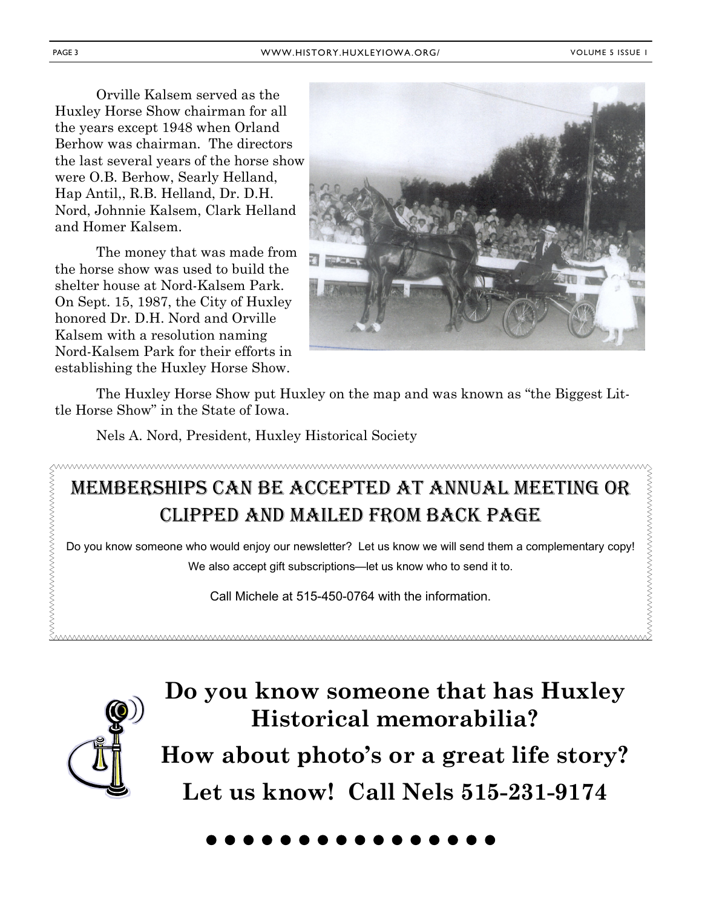Orville Kalsem served as the Huxley Horse Show chairman for all the years except 1948 when Orland Berhow was chairman. The directors the last several years of the horse show were O.B. Berhow, Searly Helland, Hap Antil,, R.B. Helland, Dr. D.H. Nord, Johnnie Kalsem, Clark Helland and Homer Kalsem.

The money that was made from the horse show was used to build the shelter house at Nord-Kalsem Park. On Sept. 15, 1987, the City of Huxley honored Dr. D.H. Nord and Orville Kalsem with a resolution naming Nord-Kalsem Park for their efforts in establishing the Huxley Horse Show.

The Huxley Horse Show put Huxley on the map and was known as "the Biggest Little Horse Show" in the State of Iowa.

Nels A. Nord, President, Huxley Historical Society

## MEMBERSHIPS CAN BE ACCEPTED AT ANNUAL MEETING OR CLIPPED AND MAILED FROM BACK PAGE

Do you know someone who would enjoy our newsletter? Let us know we will send them a complementary copy! We also accept gift subscriptions—let us know who to send it to.

Call Michele at 515-450-0764 with the information.

**Do you know someone that has Huxley Historical memorabilia?**

**How about photo's or a great life story?**

**Let us know! Call Nels 515-231-9174**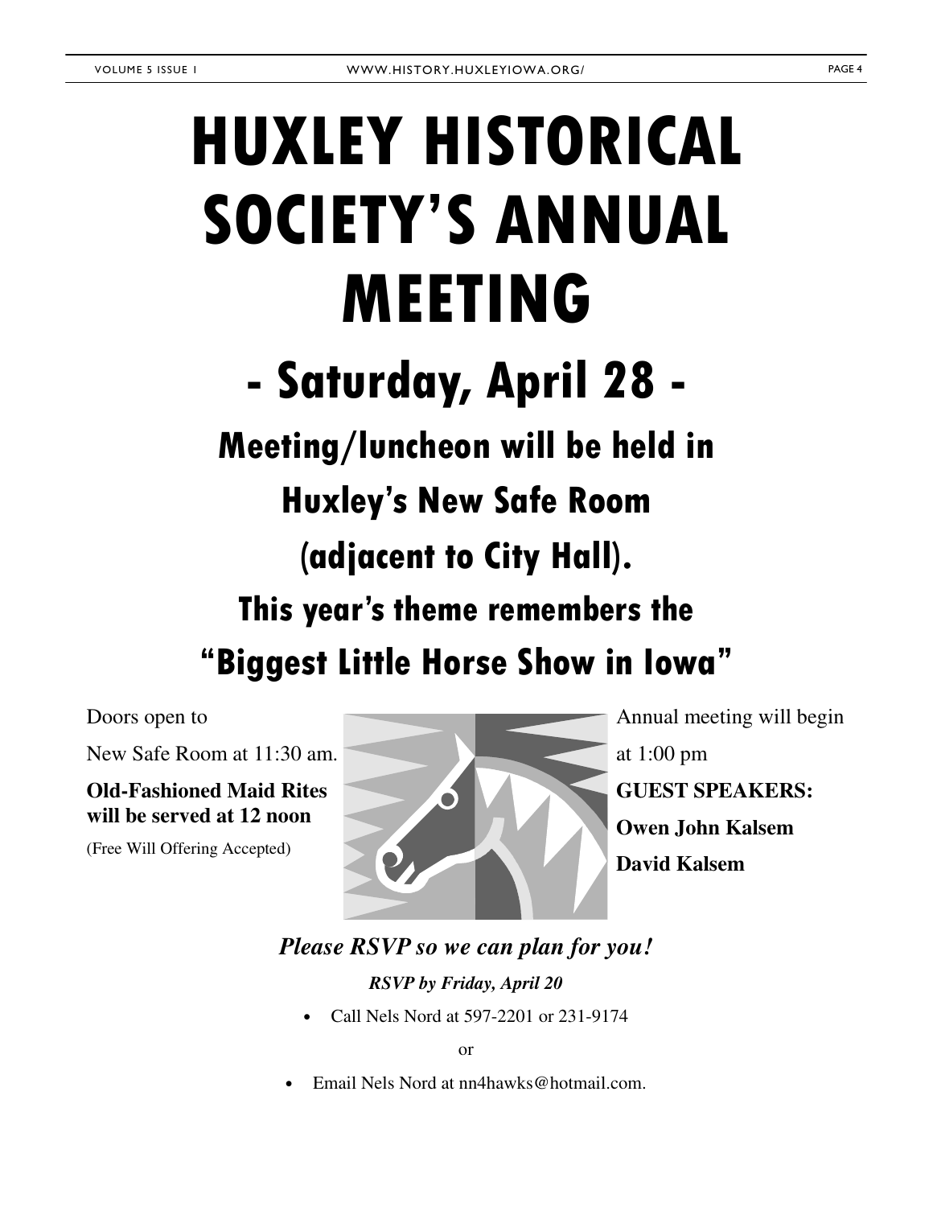# HUXLEY HISTORICAL SOCIETY'S ANNUAL MEETING

## - Saturday, April 28 -

### Meeting/luncheon will be held in

### Huxley's New Safe Room

### (adjacent to City Hall).

### This year's theme remembers the

### "Biggest Little Horse Show in Iowa"

Doors open to

New Safe Room at 11:30 am.

**Old-Fashioned Maid Rites will be served at 12 noon**

(Free Will Offering Accepted)

Annual meeting will begin

at 1:00 pm

**GUEST SPEAKERS:**

**Owen John Kalsem**

**David Kalsem**

***Please RSVP so we can plan for you!***

***RSVP by Friday, April 20***

- Call Nels Nord at 597-2201 or 231-9174

or

- Email Nels Nord at nn4hawks@hotmail.com.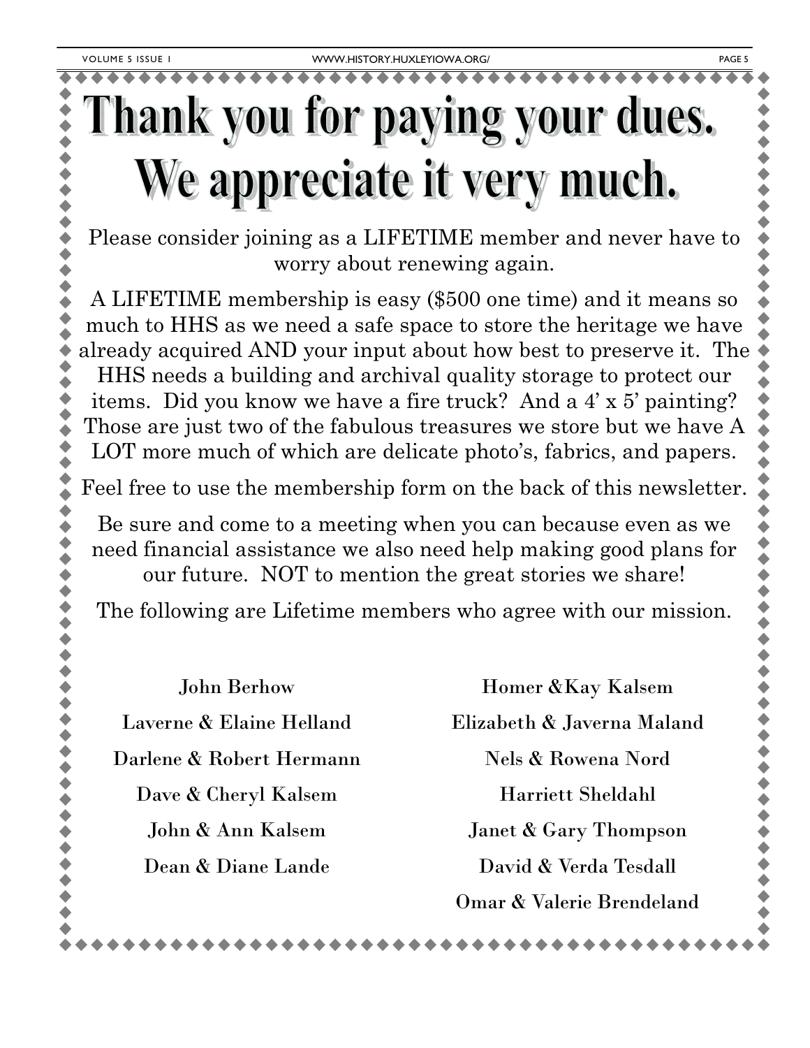# Thank you for paying your dues. We appreciate it very much.

Please consider joining as a LIFETIME member and never have to worry about renewing again.

A LIFETIME membership is easy ($500 one time) and it means so much to HHS as we need a safe space to store the heritage we have already acquired AND your input about how best to preserve it. The HHS needs a building and archival quality storage to protect our items. Did you know we have a fire truck? And a 4' x 5' painting? Those are just two of the fabulous treasures we store but we have A LOT more much of which are delicate photo's, fabrics, and papers.

Feel free to use the membership form on the back of this newsletter.

Be sure and come to a meeting when you can because even as we need financial assistance we also need help making good plans for our future. NOT to mention the great stories we share!

The following are Lifetime members who agree with our mission.

John Berhow

Laverne & Elaine Helland

Darlene & Robert Hermann

Dave & Cheryl Kalsem

John & Ann Kalsem

Dean & Diane Lande

Homer &Kay Kalsem

Elizabeth & Javerna Maland

Nels & Rowena Nord

Harriett Sheldahl

Janet & Gary Thompson

David & Verda Tesdall

Omar & Valerie Brendeland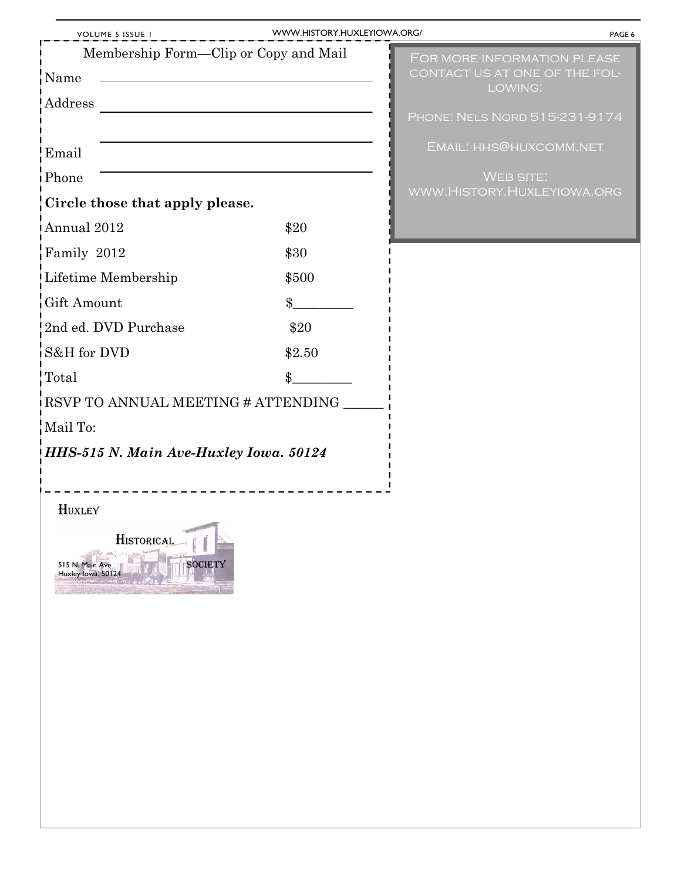Membership Form—Clip or Copy and Mail

Name ______________________________

Address ______________________________

______________________________

Email ______________________________

Phone ______________________________

**Circle those that apply please.**

| | |
|---|---|
| Annual 2012 | $20 |
| Family 2012 | $30 |
| Lifetime Membership | $500 |
| Gift Amount | $________ |
| 2nd ed. DVD Purchase | $20 |
| S&H for DVD | $2.50 |
| Total | $________ |

RSVP TO ANNUAL MEETING # ATTENDING ______

Mail To:

***HHS-515 N. Main Ave-Huxley Iowa. 50124***

FOR MORE INFORMATION PLEASE CONTACT US AT ONE OF THE FOLLOWING:

PHONE: NELS NORD 515-231-9174

EMAIL: HHS@HUXCOMM.NET

WEB SITE: WWW.HISTORY.HUXLEYIOWA.ORG

HUXLEY HISTORICAL SOCIETY

515 N. Main Ave
Huxley Iowa. 50124